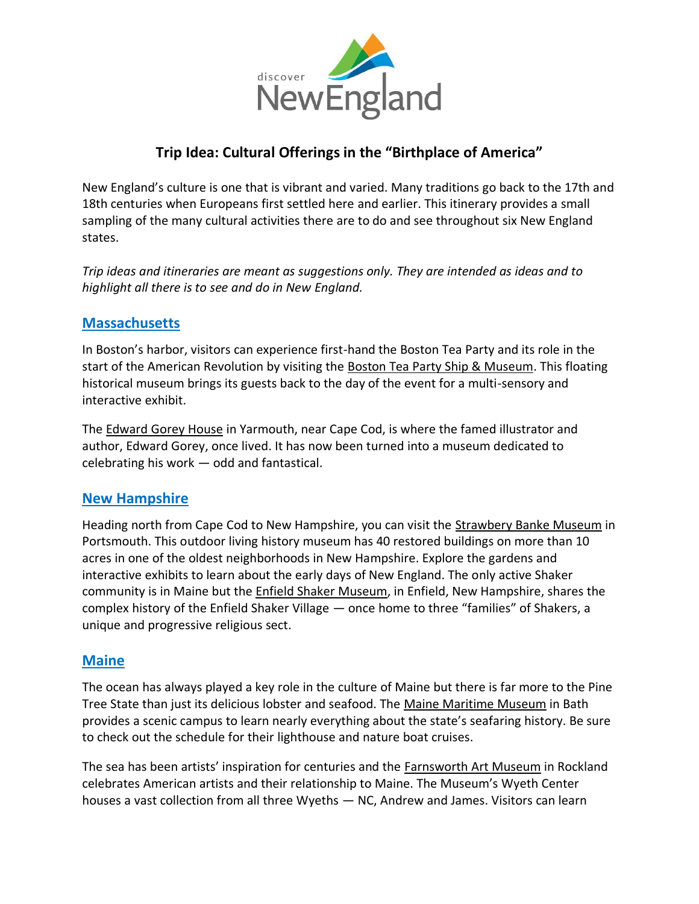# Trip Idea: Cultural Offerings in the "Birthplace of America"

New England's culture is one that is vibrant and varied. Many traditions go back to the 17th and 18th centuries when Europeans first settled here and earlier. This itinerary provides a small sampling of the many cultural activities there are to do and see throughout six New England states.

*Trip ideas and itineraries are meant as suggestions only. They are intended as ideas and to highlight all there is to see and do in New England.*

## Massachusetts

In Boston's harbor, visitors can experience first-hand the Boston Tea Party and its role in the start of the American Revolution by visiting the Boston Tea Party Ship & Museum. This floating historical museum brings its guests back to the day of the event for a multi-sensory and interactive exhibit.

The Edward Gorey House in Yarmouth, near Cape Cod, is where the famed illustrator and author, Edward Gorey, once lived. It has now been turned into a museum dedicated to celebrating his work — odd and fantastical.

## New Hampshire

Heading north from Cape Cod to New Hampshire, you can visit the Strawbery Banke Museum in Portsmouth. This outdoor living history museum has 40 restored buildings on more than 10 acres in one of the oldest neighborhoods in New Hampshire. Explore the gardens and interactive exhibits to learn about the early days of New England. The only active Shaker community is in Maine but the Enfield Shaker Museum, in Enfield, New Hampshire, shares the complex history of the Enfield Shaker Village — once home to three "families" of Shakers, a unique and progressive religious sect.

## Maine

The ocean has always played a key role in the culture of Maine but there is far more to the Pine Tree State than just its delicious lobster and seafood. The Maine Maritime Museum in Bath provides a scenic campus to learn nearly everything about the state's seafaring history. Be sure to check out the schedule for their lighthouse and nature boat cruises.

The sea has been artists' inspiration for centuries and the Farnsworth Art Museum in Rockland celebrates American artists and their relationship to Maine. The Museum's Wyeth Center houses a vast collection from all three Wyeths — NC, Andrew and James. Visitors can learn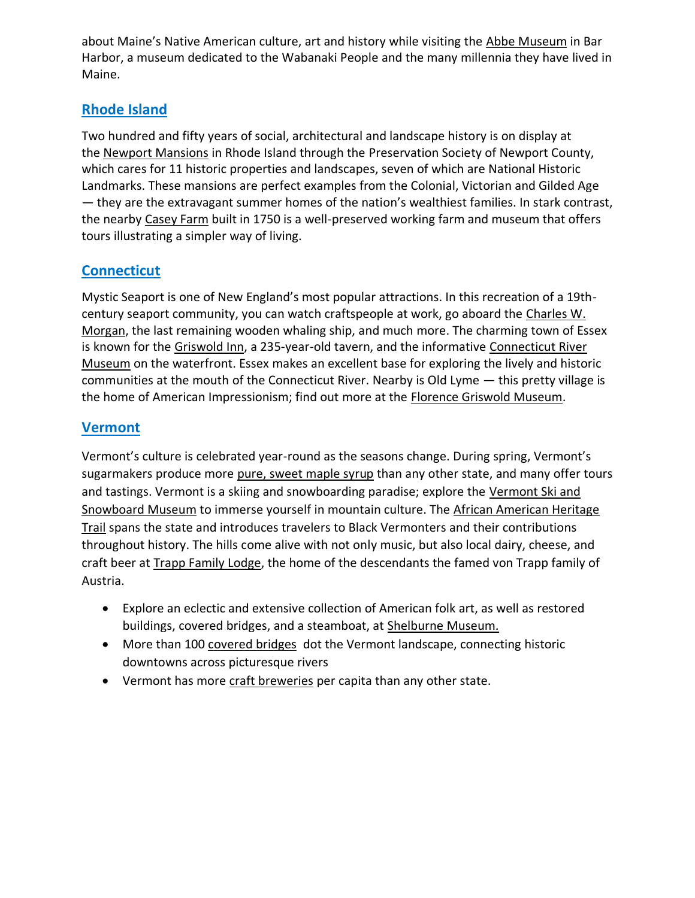about Maine's Native American culture, art and history while visiting the Abbe Museum in Bar Harbor, a museum dedicated to the Wabanaki People and the many millennia they have lived in Maine.

## Rhode Island

Two hundred and fifty years of social, architectural and landscape history is on display at the Newport Mansions in Rhode Island through the Preservation Society of Newport County, which cares for 11 historic properties and landscapes, seven of which are National Historic Landmarks. These mansions are perfect examples from the Colonial, Victorian and Gilded Age — they are the extravagant summer homes of the nation's wealthiest families. In stark contrast, the nearby Casey Farm built in 1750 is a well-preserved working farm and museum that offers tours illustrating a simpler way of living.

## Connecticut

Mystic Seaport is one of New England's most popular attractions. In this recreation of a 19th-century seaport community, you can watch craftspeople at work, go aboard the Charles W. Morgan, the last remaining wooden whaling ship, and much more. The charming town of Essex is known for the Griswold Inn, a 235-year-old tavern, and the informative Connecticut River Museum on the waterfront. Essex makes an excellent base for exploring the lively and historic communities at the mouth of the Connecticut River. Nearby is Old Lyme — this pretty village is the home of American Impressionism; find out more at the Florence Griswold Museum.

## Vermont

Vermont's culture is celebrated year-round as the seasons change. During spring, Vermont's sugarmakers produce more pure, sweet maple syrup than any other state, and many offer tours and tastings. Vermont is a skiing and snowboarding paradise; explore the Vermont Ski and Snowboard Museum to immerse yourself in mountain culture. The African American Heritage Trail spans the state and introduces travelers to Black Vermonters and their contributions throughout history. The hills come alive with not only music, but also local dairy, cheese, and craft beer at Trapp Family Lodge, the home of the descendants the famed von Trapp family of Austria.

- Explore an eclectic and extensive collection of American folk art, as well as restored buildings, covered bridges, and a steamboat, at Shelburne Museum.
- More than 100 covered bridges dot the Vermont landscape, connecting historic downtowns across picturesque rivers
- Vermont has more craft breweries per capita than any other state.